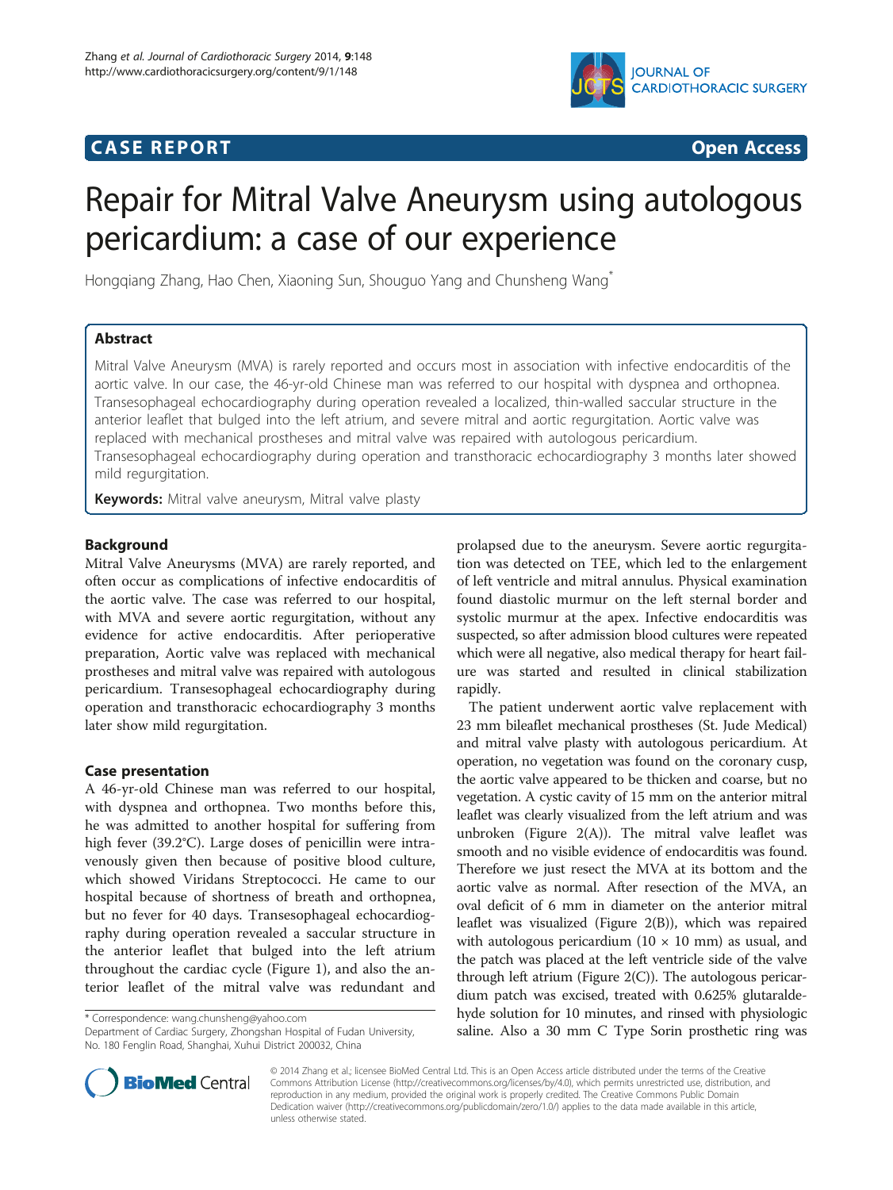**CASE REPORT** **Open Access**

# Repair for Mitral Valve Aneurysm using autologous pericardium: a case of our experience

Hongqiang Zhang, Hao Chen, Xiaoning Sun, Shouguo Yang and Chunsheng Wang*

## Abstract

Mitral Valve Aneurysm (MVA) is rarely reported and occurs most in association with infective endocarditis of the aortic valve. In our case, the 46-yr-old Chinese man was referred to our hospital with dyspnea and orthopnea. Transesophageal echocardiography during operation revealed a localized, thin-walled saccular structure in the anterior leaflet that bulged into the left atrium, and severe mitral and aortic regurgitation. Aortic valve was replaced with mechanical prostheses and mitral valve was repaired with autologous pericardium. Transesophageal echocardiography during operation and transthoracic echocardiography 3 months later showed mild regurgitation.

**Keywords:** Mitral valve aneurysm, Mitral valve plasty

## Background

Mitral Valve Aneurysms (MVA) are rarely reported, and often occur as complications of infective endocarditis of the aortic valve. The case was referred to our hospital, with MVA and severe aortic regurgitation, without any evidence for active endocarditis. After perioperative preparation, Aortic valve was replaced with mechanical prostheses and mitral valve was repaired with autologous pericardium. Transesophageal echocardiography during operation and transthoracic echocardiography 3 months later show mild regurgitation.

## Case presentation

A 46-yr-old Chinese man was referred to our hospital, with dyspnea and orthopnea. Two months before this, he was admitted to another hospital for suffering from high fever (39.2°C). Large doses of penicillin were intravenously given then because of positive blood culture, which showed Viridans Streptococci. He came to our hospital because of shortness of breath and orthopnea, but no fever for 40 days. Transesophageal echocardiography during operation revealed a saccular structure in the anterior leaflet that bulged into the left atrium throughout the cardiac cycle (Figure 1), and also the anterior leaflet of the mitral valve was redundant and prolapsed due to the aneurysm. Severe aortic regurgitation was detected on TEE, which led to the enlargement of left ventricle and mitral annulus. Physical examination found diastolic murmur on the left sternal border and systolic murmur at the apex. Infective endocarditis was suspected, so after admission blood cultures were repeated which were all negative, also medical therapy for heart failure was started and resulted in clinical stabilization rapidly.

The patient underwent aortic valve replacement with 23 mm bileaflet mechanical prostheses (St. Jude Medical) and mitral valve plasty with autologous pericardium. At operation, no vegetation was found on the coronary cusp, the aortic valve appeared to be thicken and coarse, but no vegetation. A cystic cavity of 15 mm on the anterior mitral leaflet was clearly visualized from the left atrium and was unbroken (Figure 2(A)). The mitral valve leaflet was smooth and no visible evidence of endocarditis was found. Therefore we just resect the MVA at its bottom and the aortic valve as normal. After resection of the MVA, an oval deficit of 6 mm in diameter on the anterior mitral leaflet was visualized (Figure 2(B)), which was repaired with autologous pericardium (10 × 10 mm) as usual, and the patch was placed at the left ventricle side of the valve through left atrium (Figure 2(C)). The autologous pericardium patch was excised, treated with 0.625% glutaraldehyde solution for 10 minutes, and rinsed with physiologic saline. Also a 30 mm C Type Sorin prosthetic ring was

\* Correspondence: wang.chunsheng@yahoo.com
Department of Cardiac Surgery, Zhongshan Hospital of Fudan University, No. 180 Fenglin Road, Shanghai, Xuhui District 200032, China

© 2014 Zhang et al.; licensee BioMed Central Ltd. This is an Open Access article distributed under the terms of the Creative Commons Attribution License (http://creativecommons.org/licenses/by/4.0), which permits unrestricted use, distribution, and reproduction in any medium, provided the original work is properly credited. The Creative Commons Public Domain Dedication waiver (http://creativecommons.org/publicdomain/zero/1.0/) applies to the data made available in this article, unless otherwise stated.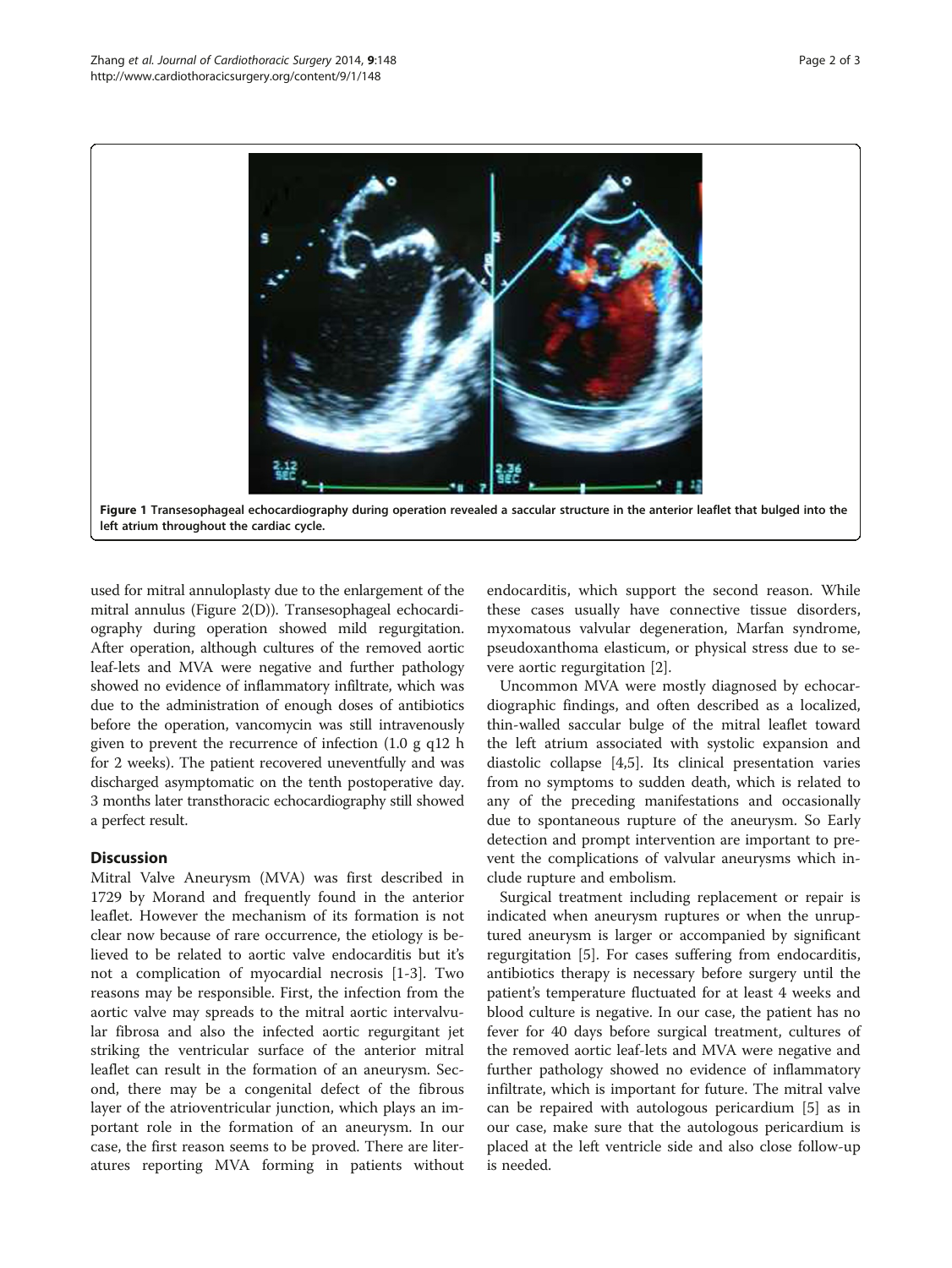**Figure 1 Transesophageal echocardiography during operation revealed a saccular structure in the anterior leaflet that bulged into the left atrium throughout the cardiac cycle.**

used for mitral annuloplasty due to the enlargement of the mitral annulus (Figure 2(D)). Transesophageal echocardiography during operation showed mild regurgitation. After operation, although cultures of the removed aortic leaf-lets and MVA were negative and further pathology showed no evidence of inflammatory infiltrate, which was due to the administration of enough doses of antibiotics before the operation, vancomycin was still intravenously given to prevent the recurrence of infection (1.0 g q12 h for 2 weeks). The patient recovered uneventfully and was discharged asymptomatic on the tenth postoperative day. 3 months later transthoracic echocardiography still showed a perfect result.

## Discussion

Mitral Valve Aneurysm (MVA) was first described in 1729 by Morand and frequently found in the anterior leaflet. However the mechanism of its formation is not clear now because of rare occurrence, the etiology is believed to be related to aortic valve endocarditis but it's not a complication of myocardial necrosis [1-3]. Two reasons may be responsible. First, the infection from the aortic valve may spreads to the mitral aortic intervalvular fibrosa and also the infected aortic regurgitant jet striking the ventricular surface of the anterior mitral leaflet can result in the formation of an aneurysm. Second, there may be a congenital defect of the fibrous layer of the atrioventricular junction, which plays an important role in the formation of an aneurysm. In our case, the first reason seems to be proved. There are literatures reporting MVA forming in patients without endocarditis, which support the second reason. While these cases usually have connective tissue disorders, myxomatous valvular degeneration, Marfan syndrome, pseudoxanthoma elasticum, or physical stress due to severe aortic regurgitation [2].

Uncommon MVA were mostly diagnosed by echocardiographic findings, and often described as a localized, thin-walled saccular bulge of the mitral leaflet toward the left atrium associated with systolic expansion and diastolic collapse [4,5]. Its clinical presentation varies from no symptoms to sudden death, which is related to any of the preceding manifestations and occasionally due to spontaneous rupture of the aneurysm. So Early detection and prompt intervention are important to prevent the complications of valvular aneurysms which include rupture and embolism.

Surgical treatment including replacement or repair is indicated when aneurysm ruptures or when the unruptured aneurysm is larger or accompanied by significant regurgitation [5]. For cases suffering from endocarditis, antibiotics therapy is necessary before surgery until the patient's temperature fluctuated for at least 4 weeks and blood culture is negative. In our case, the patient has no fever for 40 days before surgical treatment, cultures of the removed aortic leaf-lets and MVA were negative and further pathology showed no evidence of inflammatory infiltrate, which is important for future. The mitral valve can be repaired with autologous pericardium [5] as in our case, make sure that the autologous pericardium is placed at the left ventricle side and also close follow-up is needed.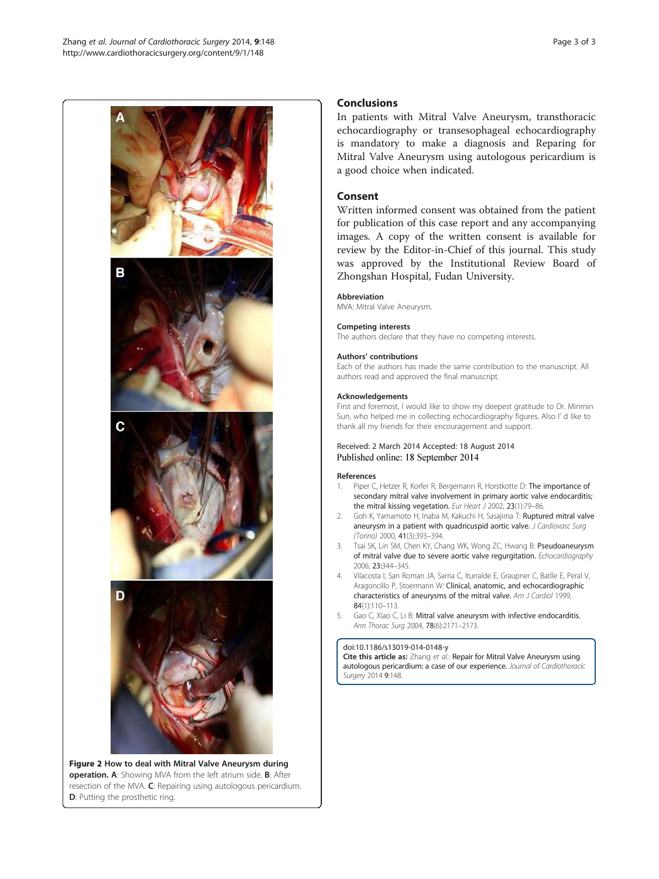Figure 2 **How to deal with Mitral Valve Aneurysm during operation. A**: Showing MVA from the left atrium side. **B**: After resection of the MVA. **C**: Repairing using autologous pericardium. **D**: Putting the prosthetic ring.

## Conclusions

In patients with Mitral Valve Aneurysm, transthoracic echocardiography or transesophageal echocardiography is mandatory to make a diagnosis and Reparing for Mitral Valve Aneurysm using autologous pericardium is a good choice when indicated.

## Consent

Written informed consent was obtained from the patient for publication of this case report and any accompanying images. A copy of the written consent is available for review by the Editor-in-Chief of this journal. This study was approved by the Institutional Review Board of Zhongshan Hospital, Fudan University.

### Abbreviation

MVA: Mitral Valve Aneurysm.

### Competing interests

The authors declare that they have no competing interests.

### Authors' contributions

Each of the authors has made the same contribution to the manuscript. All authors read and approved the final manuscript.

### Acknowledgements

First and foremost, I would like to show my deepest gratitude to Dr. Minmin Sun, who helped me in collecting echocardiography figures. Also I' d like to thank all my friends for their encouragement and support.

Received: 2 March 2014 Accepted: 18 August 2014
Published online: 18 September 2014

### References

1. Piper C, Hetzer R, Korfer R, Bergemann R, Horstkotte D: **The importance of secondary mitral valve involvement in primary aortic valve endocarditis; the mitral kissing vegetation.** *Eur Heart J* 2002, **23**(1):79–86.
2. Goh K, Yamamoto H, Inaba M, Kakuchi H, Sasajima T: **Ruptured mitral valve aneurysm in a patient with quadricuspid aortic valve.** *J Cardiovasc Surg (Torino)* 2000, **41**(3):393–394.
3. Tsai SK, Lin SM, Chen KY, Chang WK, Wong ZC, Hwang B: **Pseudoaneurysm of mitral valve due to severe aortic valve regurgitation.** *Echocardiography* 2006, **23**:344–345.
4. Vilacosta I, San Roman JA, Sarria C, Iturralde E, Graupner C, Batlle E, Peral V, Aragoncillo P, Stoermann W: **Clinical, anatomic, and echocardiographic characteristics of aneurysms of the mitral valve.** *Am J Cardiol* 1999, **84**(1):110–113.
5. Gao C, Xiao C, Li B: **Mitral valve aneurysm with infective endocarditis.** *Ann Thorac Surg* 2004, **78**(6):2171–2173.

doi:10.1186/s13019-014-0148-y
**Cite this article as:** Zhang *et al.*: **Repair for Mitral Valve Aneurysm using autologous pericardium: a case of our experience.** *Journal of Cardiothoracic Surgery* 2014 **9**:148.